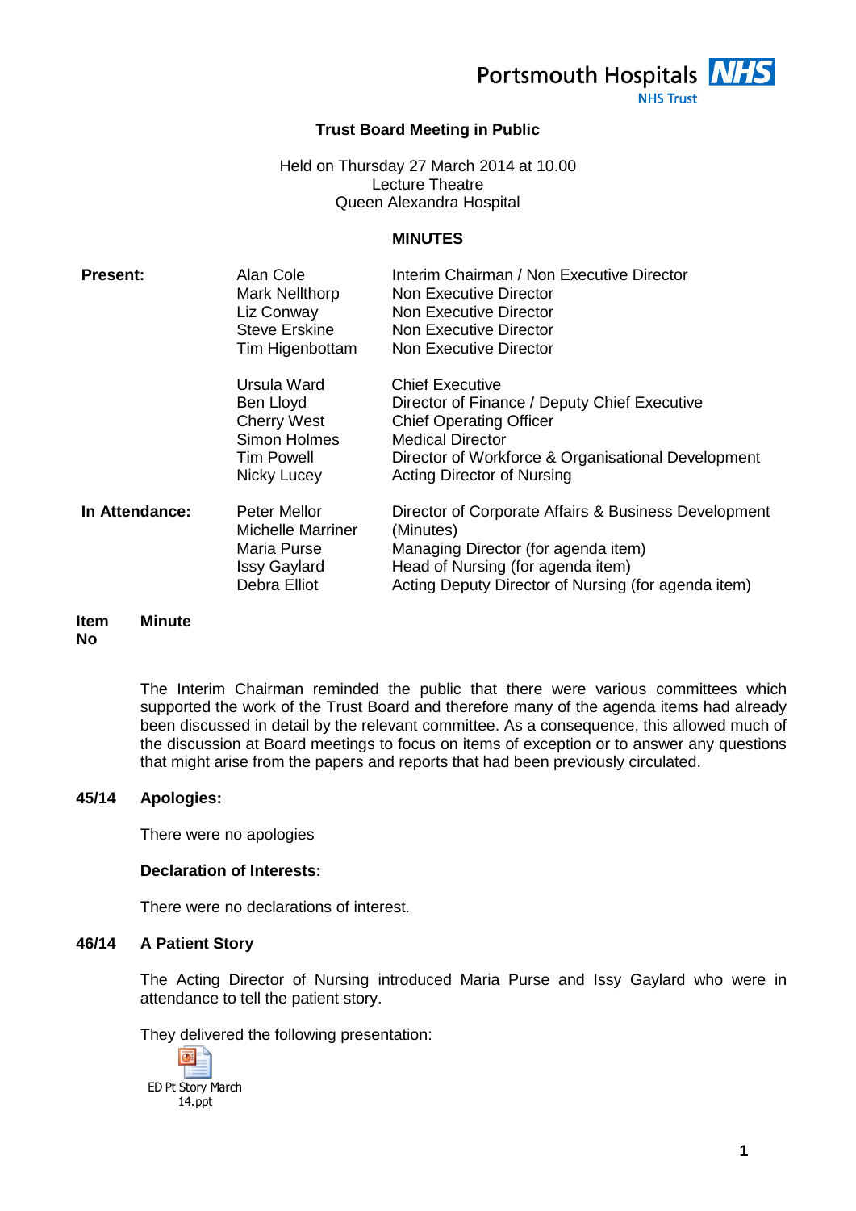Portsmouth Hospitals NHS Trust

## Trust Board Meeting in Public

Held on Thursday 27 March 2014 at 10.00
Lecture Theatre
Queen Alexandra Hospital

### MINUTES

| | | |
|---|---|---|
| **Present:** | Alan Cole | Interim Chairman / Non Executive Director |
| | Mark Nellthorp | Non Executive Director |
| | Liz Conway | Non Executive Director |
| | Steve Erskine | Non Executive Director |
| | Tim Higenbottam | Non Executive Director |
| | Ursula Ward | Chief Executive |
| | Ben Lloyd | Director of Finance / Deputy Chief Executive |
| | Cherry West | Chief Operating Officer |
| | Simon Holmes | Medical Director |
| | Tim Powell | Director of Workforce & Organisational Development |
| | Nicky Lucey | Acting Director of Nursing |
| **In Attendance:** | Peter Mellor | Director of Corporate Affairs & Business Development |
| | Michelle Marriner | (Minutes) |
| | Maria Purse | Managing Director (for agenda item) |
| | Issy Gaylard | Head of Nursing (for agenda item) |
| | Debra Elliot | Acting Deputy Director of Nursing (for agenda item) |

**Item No** **Minute**

The Interim Chairman reminded the public that there were various committees which supported the work of the Trust Board and therefore many of the agenda items had already been discussed in detail by the relevant committee. As a consequence, this allowed much of the discussion at Board meetings to focus on items of exception or to answer any questions that might arise from the papers and reports that had been previously circulated.

**45/14 Apologies:**

There were no apologies

**Declaration of Interests:**

There were no declarations of interest.

**46/14 A Patient Story**

The Acting Director of Nursing introduced Maria Purse and Issy Gaylard who were in attendance to tell the patient story.

They delivered the following presentation:

ED Pt Story March 14.ppt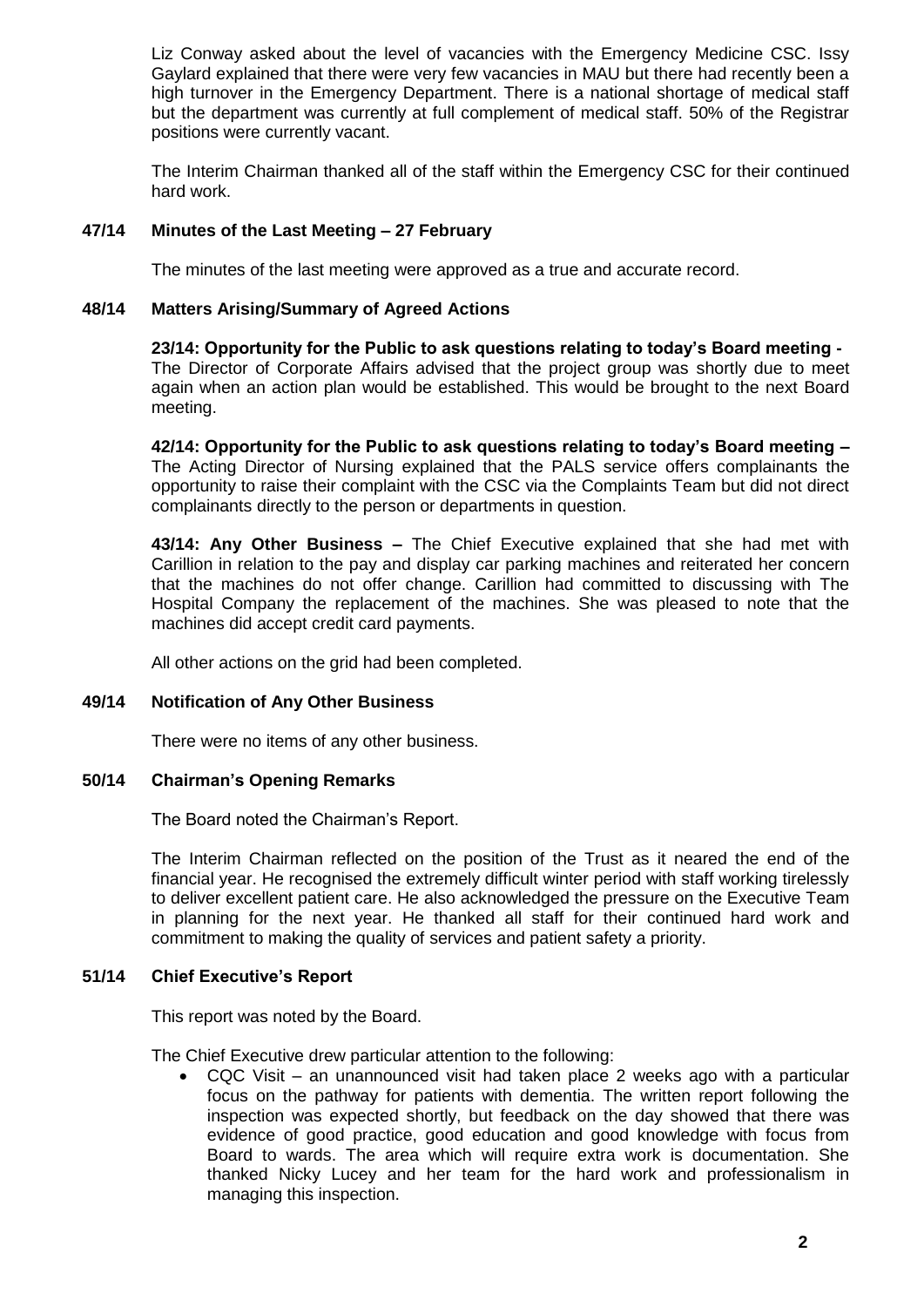Liz Conway asked about the level of vacancies with the Emergency Medicine CSC. Issy Gaylard explained that there were very few vacancies in MAU but there had recently been a high turnover in the Emergency Department. There is a national shortage of medical staff but the department was currently at full complement of medical staff. 50% of the Registrar positions were currently vacant.

The Interim Chairman thanked all of the staff within the Emergency CSC for their continued hard work.

### 47/14 Minutes of the Last Meeting – 27 February

The minutes of the last meeting were approved as a true and accurate record.

### 48/14 Matters Arising/Summary of Agreed Actions

**23/14: Opportunity for the Public to ask questions relating to today's Board meeting -** The Director of Corporate Affairs advised that the project group was shortly due to meet again when an action plan would be established. This would be brought to the next Board meeting.

**42/14: Opportunity for the Public to ask questions relating to today's Board meeting –** The Acting Director of Nursing explained that the PALS service offers complainants the opportunity to raise their complaint with the CSC via the Complaints Team but did not direct complainants directly to the person or departments in question.

**43/14: Any Other Business –** The Chief Executive explained that she had met with Carillion in relation to the pay and display car parking machines and reiterated her concern that the machines do not offer change. Carillion had committed to discussing with The Hospital Company the replacement of the machines. She was pleased to note that the machines did accept credit card payments.

All other actions on the grid had been completed.

### 49/14 Notification of Any Other Business

There were no items of any other business.

### 50/14 Chairman's Opening Remarks

The Board noted the Chairman's Report.

The Interim Chairman reflected on the position of the Trust as it neared the end of the financial year. He recognised the extremely difficult winter period with staff working tirelessly to deliver excellent patient care. He also acknowledged the pressure on the Executive Team in planning for the next year. He thanked all staff for their continued hard work and commitment to making the quality of services and patient safety a priority.

### 51/14 Chief Executive's Report

This report was noted by the Board.

The Chief Executive drew particular attention to the following:

- CQC Visit – an unannounced visit had taken place 2 weeks ago with a particular focus on the pathway for patients with dementia. The written report following the inspection was expected shortly, but feedback on the day showed that there was evidence of good practice, good education and good knowledge with focus from Board to wards. The area which will require extra work is documentation. She thanked Nicky Lucey and her team for the hard work and professionalism in managing this inspection.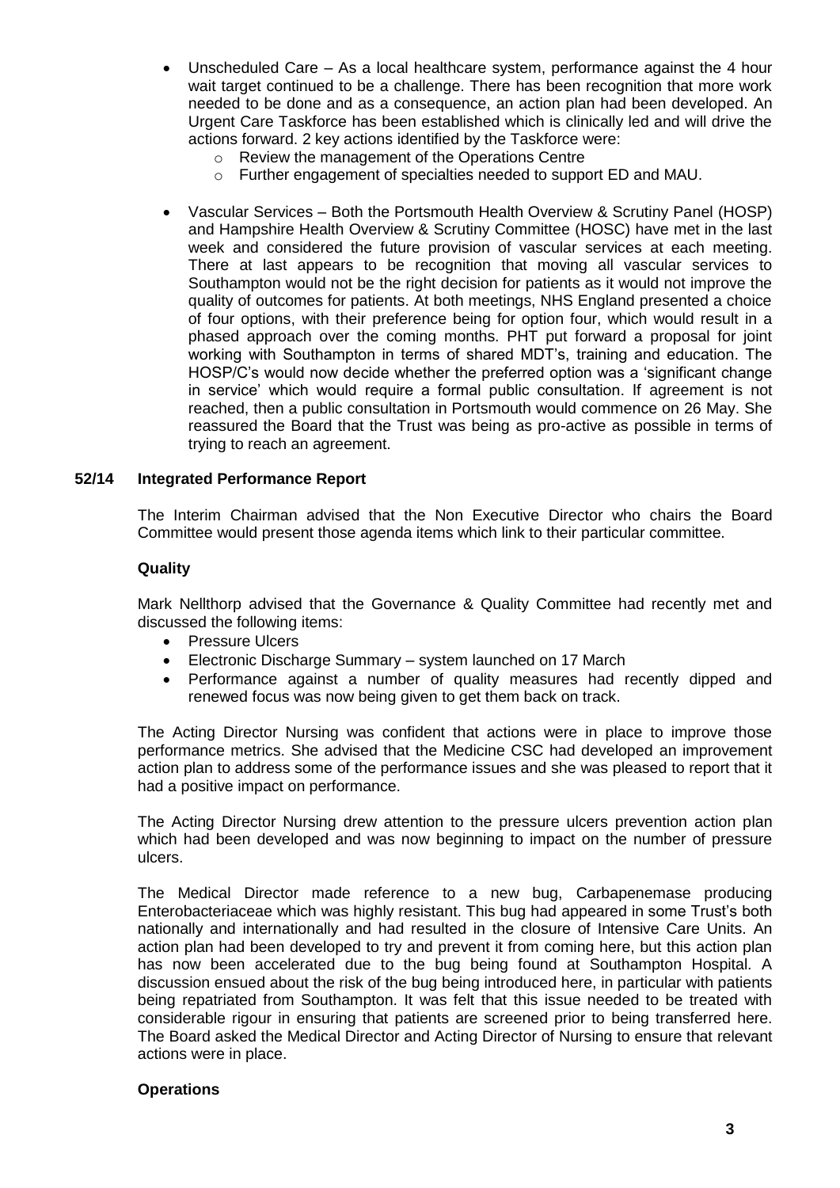- Unscheduled Care – As a local healthcare system, performance against the 4 hour wait target continued to be a challenge. There has been recognition that more work needed to be done and as a consequence, an action plan had been developed. An Urgent Care Taskforce has been established which is clinically led and will drive the actions forward. 2 key actions identified by the Taskforce were:
  - Review the management of the Operations Centre
  - Further engagement of specialties needed to support ED and MAU.

- Vascular Services – Both the Portsmouth Health Overview & Scrutiny Panel (HOSP) and Hampshire Health Overview & Scrutiny Committee (HOSC) have met in the last week and considered the future provision of vascular services at each meeting. There at last appears to be recognition that moving all vascular services to Southampton would not be the right decision for patients as it would not improve the quality of outcomes for patients. At both meetings, NHS England presented a choice of four options, with their preference being for option four, which would result in a phased approach over the coming months. PHT put forward a proposal for joint working with Southampton in terms of shared MDT's, training and education. The HOSP/C's would now decide whether the preferred option was a 'significant change in service' which would require a formal public consultation. If agreement is not reached, then a public consultation in Portsmouth would commence on 26 May. She reassured the Board that the Trust was being as pro-active as possible in terms of trying to reach an agreement.

## 52/14 Integrated Performance Report

The Interim Chairman advised that the Non Executive Director who chairs the Board Committee would present those agenda items which link to their particular committee.

### Quality

Mark Nellthorp advised that the Governance & Quality Committee had recently met and discussed the following items:

- Pressure Ulcers
- Electronic Discharge Summary – system launched on 17 March
- Performance against a number of quality measures had recently dipped and renewed focus was now being given to get them back on track.

The Acting Director Nursing was confident that actions were in place to improve those performance metrics. She advised that the Medicine CSC had developed an improvement action plan to address some of the performance issues and she was pleased to report that it had a positive impact on performance.

The Acting Director Nursing drew attention to the pressure ulcers prevention action plan which had been developed and was now beginning to impact on the number of pressure ulcers.

The Medical Director made reference to a new bug, Carbapenemase producing Enterobacteriaceae which was highly resistant. This bug had appeared in some Trust's both nationally and internationally and had resulted in the closure of Intensive Care Units. An action plan had been developed to try and prevent it from coming here, but this action plan has now been accelerated due to the bug being found at Southampton Hospital. A discussion ensued about the risk of the bug being introduced here, in particular with patients being repatriated from Southampton. It was felt that this issue needed to be treated with considerable rigour in ensuring that patients are screened prior to being transferred here. The Board asked the Medical Director and Acting Director of Nursing to ensure that relevant actions were in place.

### Operations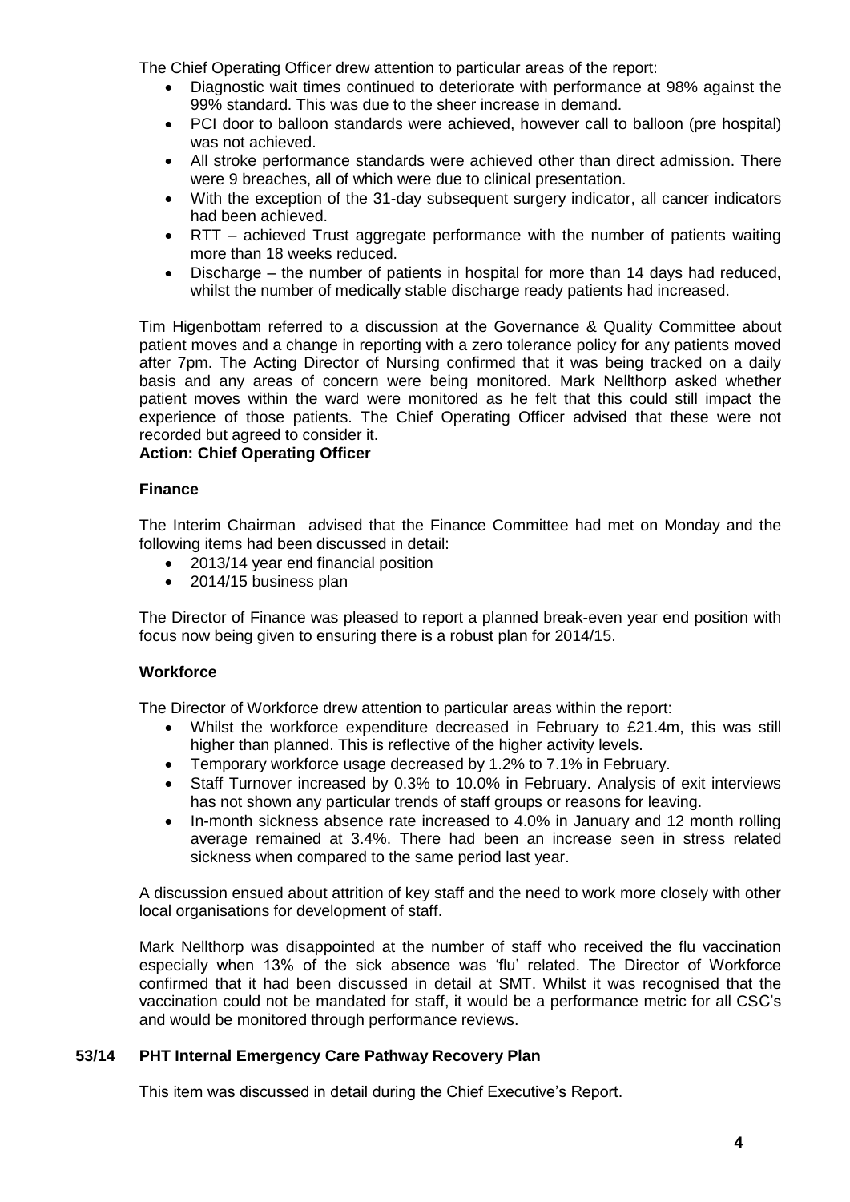The Chief Operating Officer drew attention to particular areas of the report:

- Diagnostic wait times continued to deteriorate with performance at 98% against the 99% standard. This was due to the sheer increase in demand.
- PCI door to balloon standards were achieved, however call to balloon (pre hospital) was not achieved.
- All stroke performance standards were achieved other than direct admission. There were 9 breaches, all of which were due to clinical presentation.
- With the exception of the 31-day subsequent surgery indicator, all cancer indicators had been achieved.
- RTT – achieved Trust aggregate performance with the number of patients waiting more than 18 weeks reduced.
- Discharge – the number of patients in hospital for more than 14 days had reduced, whilst the number of medically stable discharge ready patients had increased.

Tim Higenbottam referred to a discussion at the Governance & Quality Committee about patient moves and a change in reporting with a zero tolerance policy for any patients moved after 7pm. The Acting Director of Nursing confirmed that it was being tracked on a daily basis and any areas of concern were being monitored. Mark Nellthorp asked whether patient moves within the ward were monitored as he felt that this could still impact the experience of those patients. The Chief Operating Officer advised that these were not recorded but agreed to consider it.

**Action: Chief Operating Officer**

**Finance**

The Interim Chairman advised that the Finance Committee had met on Monday and the following items had been discussed in detail:

- 2013/14 year end financial position
- 2014/15 business plan

The Director of Finance was pleased to report a planned break-even year end position with focus now being given to ensuring there is a robust plan for 2014/15.

**Workforce**

The Director of Workforce drew attention to particular areas within the report:

- Whilst the workforce expenditure decreased in February to £21.4m, this was still higher than planned. This is reflective of the higher activity levels.
- Temporary workforce usage decreased by 1.2% to 7.1% in February.
- Staff Turnover increased by 0.3% to 10.0% in February. Analysis of exit interviews has not shown any particular trends of staff groups or reasons for leaving.
- In-month sickness absence rate increased to 4.0% in January and 12 month rolling average remained at 3.4%. There had been an increase seen in stress related sickness when compared to the same period last year.

A discussion ensued about attrition of key staff and the need to work more closely with other local organisations for development of staff.

Mark Nellthorp was disappointed at the number of staff who received the flu vaccination especially when 13% of the sick absence was 'flu' related. The Director of Workforce confirmed that it had been discussed in detail at SMT. Whilst it was recognised that the vaccination could not be mandated for staff, it would be a performance metric for all CSC's and would be monitored through performance reviews.

**53/14 PHT Internal Emergency Care Pathway Recovery Plan**

This item was discussed in detail during the Chief Executive's Report.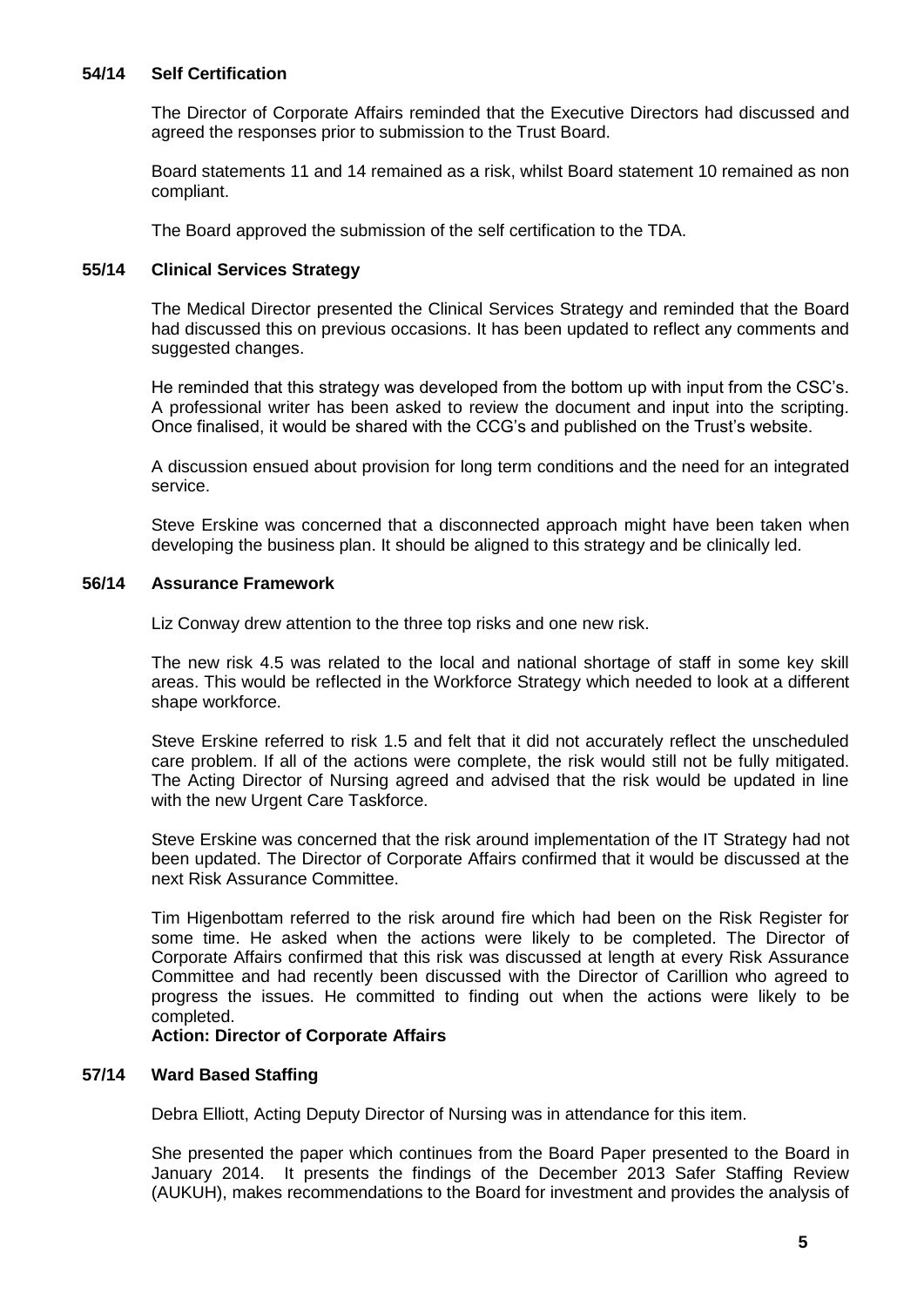## 54/14 Self Certification

The Director of Corporate Affairs reminded that the Executive Directors had discussed and agreed the responses prior to submission to the Trust Board.

Board statements 11 and 14 remained as a risk, whilst Board statement 10 remained as non compliant.

The Board approved the submission of the self certification to the TDA.

## 55/14 Clinical Services Strategy

The Medical Director presented the Clinical Services Strategy and reminded that the Board had discussed this on previous occasions. It has been updated to reflect any comments and suggested changes.

He reminded that this strategy was developed from the bottom up with input from the CSC's. A professional writer has been asked to review the document and input into the scripting. Once finalised, it would be shared with the CCG's and published on the Trust's website.

A discussion ensued about provision for long term conditions and the need for an integrated service.

Steve Erskine was concerned that a disconnected approach might have been taken when developing the business plan. It should be aligned to this strategy and be clinically led.

## 56/14 Assurance Framework

Liz Conway drew attention to the three top risks and one new risk.

The new risk 4.5 was related to the local and national shortage of staff in some key skill areas. This would be reflected in the Workforce Strategy which needed to look at a different shape workforce.

Steve Erskine referred to risk 1.5 and felt that it did not accurately reflect the unscheduled care problem. If all of the actions were complete, the risk would still not be fully mitigated. The Acting Director of Nursing agreed and advised that the risk would be updated in line with the new Urgent Care Taskforce.

Steve Erskine was concerned that the risk around implementation of the IT Strategy had not been updated. The Director of Corporate Affairs confirmed that it would be discussed at the next Risk Assurance Committee.

Tim Higenbottam referred to the risk around fire which had been on the Risk Register for some time. He asked when the actions were likely to be completed. The Director of Corporate Affairs confirmed that this risk was discussed at length at every Risk Assurance Committee and had recently been discussed with the Director of Carillion who agreed to progress the issues. He committed to finding out when the actions were likely to be completed.

**Action: Director of Corporate Affairs**

## 57/14 Ward Based Staffing

Debra Elliott, Acting Deputy Director of Nursing was in attendance for this item.

She presented the paper which continues from the Board Paper presented to the Board in January 2014. It presents the findings of the December 2013 Safer Staffing Review (AUKUH), makes recommendations to the Board for investment and provides the analysis of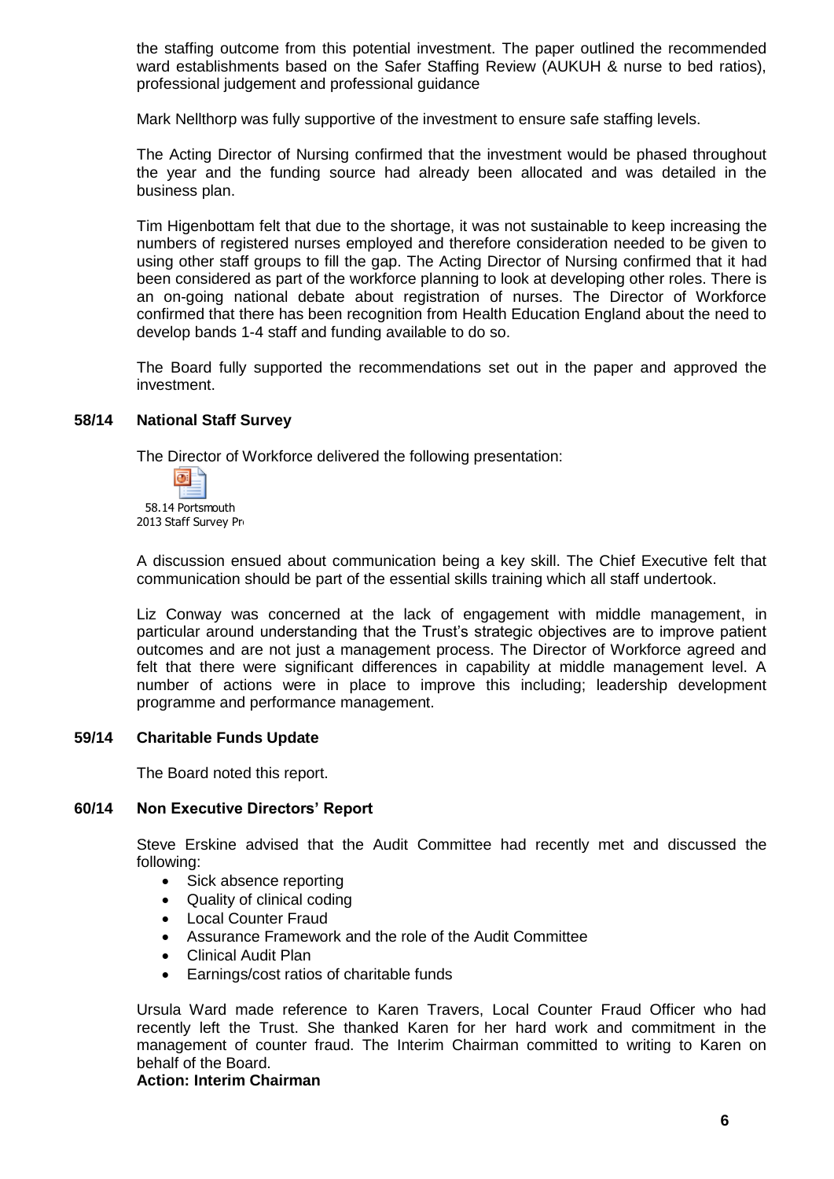the staffing outcome from this potential investment. The paper outlined the recommended ward establishments based on the Safer Staffing Review (AUKUH & nurse to bed ratios), professional judgement and professional guidance

Mark Nellthorp was fully supportive of the investment to ensure safe staffing levels.

The Acting Director of Nursing confirmed that the investment would be phased throughout the year and the funding source had already been allocated and was detailed in the business plan.

Tim Higenbottam felt that due to the shortage, it was not sustainable to keep increasing the numbers of registered nurses employed and therefore consideration needed to be given to using other staff groups to fill the gap. The Acting Director of Nursing confirmed that it had been considered as part of the workforce planning to look at developing other roles. There is an on-going national debate about registration of nurses. The Director of Workforce confirmed that there has been recognition from Health Education England about the need to develop bands 1-4 staff and funding available to do so.

The Board fully supported the recommendations set out in the paper and approved the investment.

**58/14 National Staff Survey**

The Director of Workforce delivered the following presentation:

58.14 Portsmouth 2013 Staff Survey Pr

A discussion ensued about communication being a key skill. The Chief Executive felt that communication should be part of the essential skills training which all staff undertook.

Liz Conway was concerned at the lack of engagement with middle management, in particular around understanding that the Trust's strategic objectives are to improve patient outcomes and are not just a management process. The Director of Workforce agreed and felt that there were significant differences in capability at middle management level. A number of actions were in place to improve this including; leadership development programme and performance management.

**59/14 Charitable Funds Update**

The Board noted this report.

**60/14 Non Executive Directors' Report**

Steve Erskine advised that the Audit Committee had recently met and discussed the following:

- Sick absence reporting
- Quality of clinical coding
- Local Counter Fraud
- Assurance Framework and the role of the Audit Committee
- Clinical Audit Plan
- Earnings/cost ratios of charitable funds

Ursula Ward made reference to Karen Travers, Local Counter Fraud Officer who had recently left the Trust. She thanked Karen for her hard work and commitment in the management of counter fraud. The Interim Chairman committed to writing to Karen on behalf of the Board.

**Action: Interim Chairman**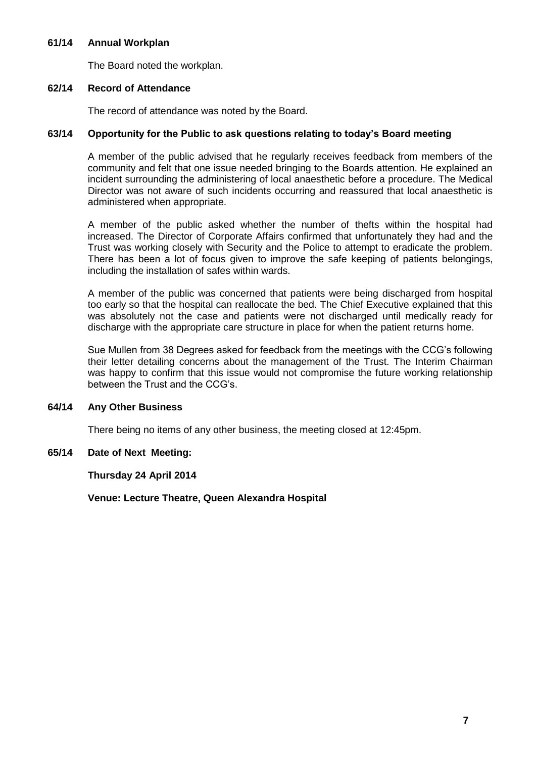### 61/14 Annual Workplan

The Board noted the workplan.

### 62/14 Record of Attendance

The record of attendance was noted by the Board.

### 63/14 Opportunity for the Public to ask questions relating to today's Board meeting

A member of the public advised that he regularly receives feedback from members of the community and felt that one issue needed bringing to the Boards attention. He explained an incident surrounding the administering of local anaesthetic before a procedure. The Medical Director was not aware of such incidents occurring and reassured that local anaesthetic is administered when appropriate.

A member of the public asked whether the number of thefts within the hospital had increased. The Director of Corporate Affairs confirmed that unfortunately they had and the Trust was working closely with Security and the Police to attempt to eradicate the problem. There has been a lot of focus given to improve the safe keeping of patients belongings, including the installation of safes within wards.

A member of the public was concerned that patients were being discharged from hospital too early so that the hospital can reallocate the bed. The Chief Executive explained that this was absolutely not the case and patients were not discharged until medically ready for discharge with the appropriate care structure in place for when the patient returns home.

Sue Mullen from 38 Degrees asked for feedback from the meetings with the CCG's following their letter detailing concerns about the management of the Trust. The Interim Chairman was happy to confirm that this issue would not compromise the future working relationship between the Trust and the CCG's.

### 64/14 Any Other Business

There being no items of any other business, the meeting closed at 12:45pm.

### 65/14 Date of Next Meeting:

**Thursday 24 April 2014**

**Venue: Lecture Theatre, Queen Alexandra Hospital**